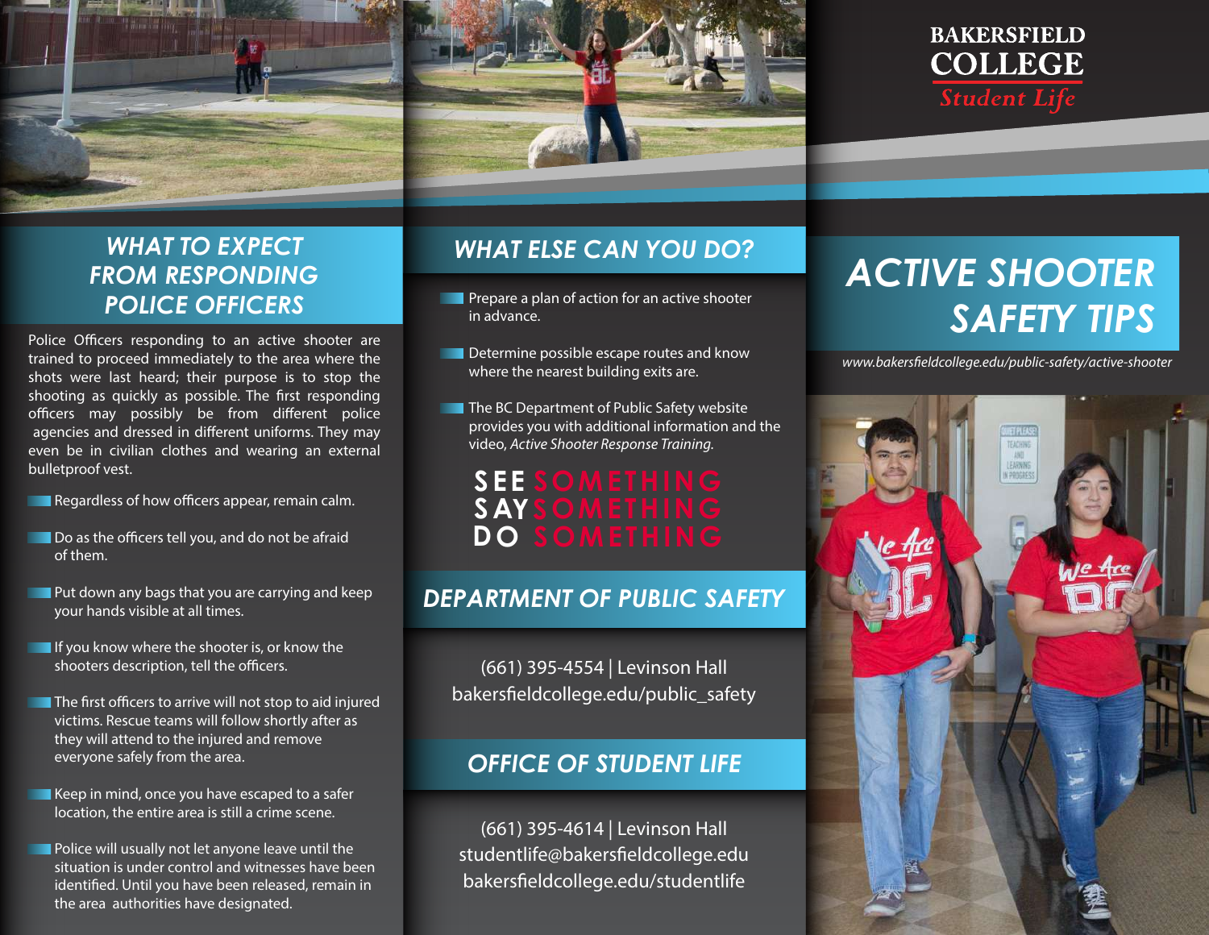# ACTIVE SHOOTER SAFETY TIPS

BAKERSFIELD COLLEGE
*Student Life*

*www.bakersfieldcollege.edu/public-safety/active-shooter*

## WHAT TO EXPECT FROM RESPONDING POLICE OFFICERS

Police Officers responding to an active shooter are trained to proceed immediately to the area where the shots were last heard; their purpose is to stop the shooting as quickly as possible. The first responding officers may possibly be from different police agencies and dressed in different uniforms. They may even be in civilian clothes and wearing an external bulletproof vest.

- Regardless of how officers appear, remain calm.
- Do as the officers tell you, and do not be afraid of them.
- Put down any bags that you are carrying and keep your hands visible at all times.
- If you know where the shooter is, or know the shooters description, tell the officers.
- The first officers to arrive will not stop to aid injured victims. Rescue teams will follow shortly after as they will attend to the injured and remove everyone safely from the area.
- Keep in mind, once you have escaped to a safer location, the entire area is still a crime scene.
- Police will usually not let anyone leave until the situation is under control and witnesses have been identified. Until you have been released, remain in the area authorities have designated.

## WHAT ELSE CAN YOU DO?

- Prepare a plan of action for an active shooter in advance.
- Determine possible escape routes and know where the nearest building exits are.
- The BC Department of Public Safety website provides you with additional information and the video, *Active Shooter Response Training.*

**SEE SOMETHING**
**SAY SOMETHING**
**DO SOMETHING**

## DEPARTMENT OF PUBLIC SAFETY

(661) 395-4554 | Levinson Hall
bakersfieldcollege.edu/public_safety

## OFFICE OF STUDENT LIFE

(661) 395-4614 | Levinson Hall
studentlife@bakersfieldcollege.edu
bakersfieldcollege.edu/studentlife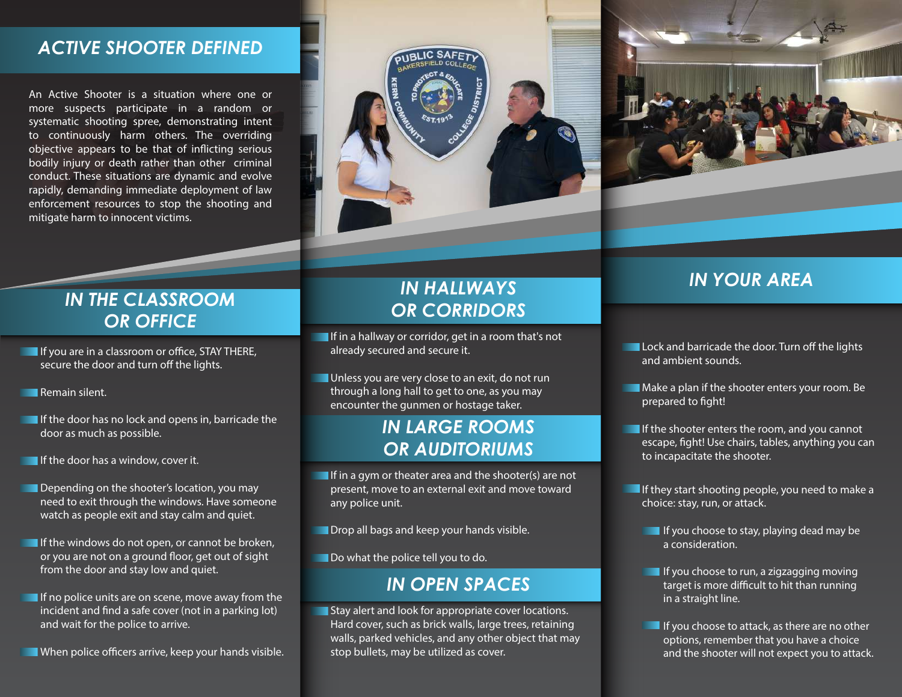## ACTIVE SHOOTER DEFINED

An Active Shooter is a situation where one or more suspects participate in a random or systematic shooting spree, demonstrating intent to continuously harm others. The overriding objective appears to be that of inflicting serious bodily injury or death rather than other criminal conduct. These situations are dynamic and evolve rapidly, demanding immediate deployment of law enforcement resources to stop the shooting and mitigate harm to innocent victims.

## IN THE CLASSROOM OR OFFICE

- If you are in a classroom or office, STAY THERE, secure the door and turn off the lights.
- Remain silent.
- If the door has no lock and opens in, barricade the door as much as possible.
- If the door has a window, cover it.
- Depending on the shooter's location, you may need to exit through the windows. Have someone watch as people exit and stay calm and quiet.
- If the windows do not open, or cannot be broken, or you are not on a ground floor, get out of sight from the door and stay low and quiet.
- If no police units are on scene, move away from the incident and find a safe cover (not in a parking lot) and wait for the police to arrive.
- When police officers arrive, keep your hands visible.

## IN HALLWAYS OR CORRIDORS

- If in a hallway or corridor, get in a room that's not already secured and secure it.
- Unless you are very close to an exit, do not run through a long hall to get to one, as you may encounter the gunmen or hostage taker.

## IN LARGE ROOMS OR AUDITORIUMS

- If in a gym or theater area and the shooter(s) are not present, move to an external exit and move toward any police unit.
- Drop all bags and keep your hands visible.
- Do what the police tell you to do.

## IN OPEN SPACES

- Stay alert and look for appropriate cover locations. Hard cover, such as brick walls, large trees, retaining walls, parked vehicles, and any other object that may stop bullets, may be utilized as cover.

## IN YOUR AREA

- Lock and barricade the door. Turn off the lights and ambient sounds.
- Make a plan if the shooter enters your room. Be prepared to fight!
- If the shooter enters the room, and you cannot escape, fight! Use chairs, tables, anything you can to incapacitate the shooter.
- If they start shooting people, you need to make a choice: stay, run, or attack.
  - If you choose to stay, playing dead may be a consideration.
  - If you choose to run, a zigzagging moving target is more difficult to hit than running in a straight line.
  - If you choose to attack, as there are no other options, remember that you have a choice and the shooter will not expect you to attack.